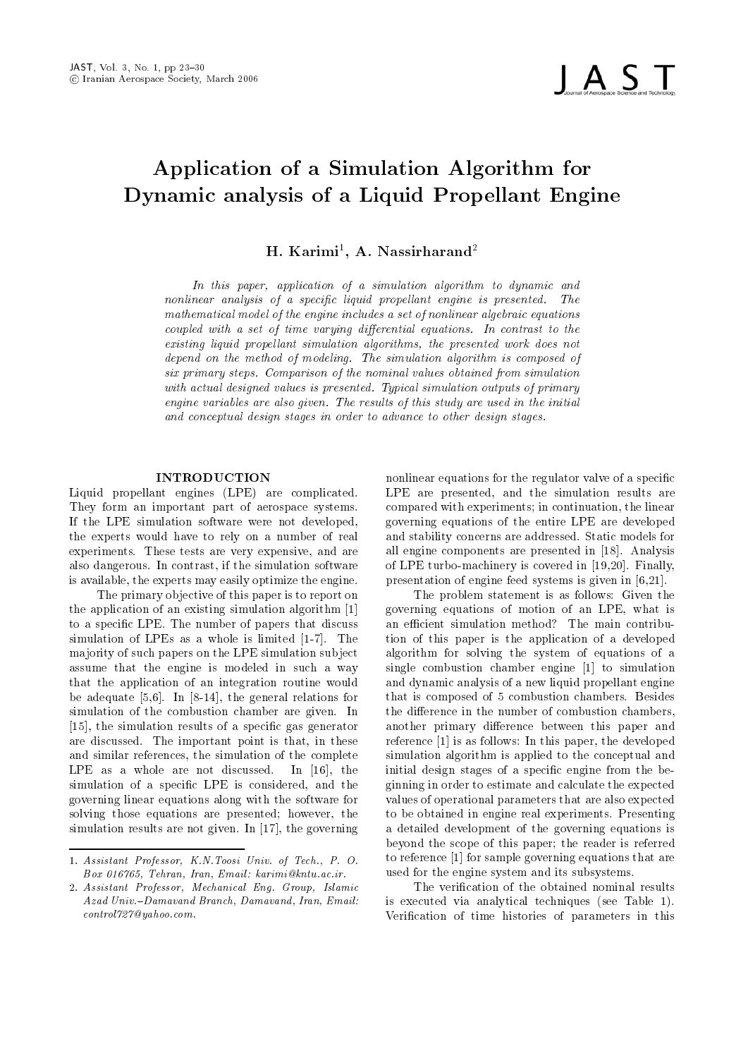# Application of a Simulation Algorithm for Dynamic analysis of a Liquid Propellant Engine

**H. Karimi[1], A. Nassirharand[2]**

*In this paper, application of a simulation algorithm to dynamic and nonlinear analysis of a specific liquid propellant engine is presented. The mathematical model of the engine includes a set of nonlinear algebraic equations coupled with a set of time varying differential equations. In contrast to the existing liquid propellant simulation algorithms, the presented work does not depend on the method of modeling. The simulation algorithm is composed of six primary steps. Comparison of the nominal values obtained from simulation with actual designed values is presented. Typical simulation outputs of primary engine variables are also given. The results of this study are used in the initial and conceptual design stages in order to advance to other design stages.*

## INTRODUCTION

Liquid propellant engines (LPE) are complicated. They form an important part of aerospace systems. If the LPE simulation software were not developed, the experts would have to rely on a number of real experiments. These tests are very expensive, and are also dangerous. In contrast, if the simulation software is available, the experts may easily optimize the engine.

The primary objective of this paper is to report on the application of an existing simulation algorithm [1] to a specific LPE. The number of papers that discuss simulation of LPEs as a whole is limited [1-7]. The majority of such papers on the LPE simulation subject assume that the engine is modeled in such a way that the application of an integration routine would be adequate [5,6]. In [8-14], the general relations for simulation of the combustion chamber are given. In [15], the simulation results of a specific gas generator are discussed. The important point is that, in these and similar references, the simulation of the complete LPE as a whole are not discussed. In [16], the simulation of a specific LPE is considered, and the governing linear equations along with the software for solving those equations are presented; however, the simulation results are not given. In [17], the governing nonlinear equations for the regulator valve of a specific LPE are presented, and the simulation results are compared with experiments; in continuation, the linear governing equations of the entire LPE are developed and stability concerns are addressed. Static models for all engine components are presented in [18]. Analysis of LPE turbo-machinery is covered in [19,20]. Finally, presentation of engine feed systems is given in [6,21].

The problem statement is as follows: Given the governing equations of motion of an LPE, what is an efficient simulation method? The main contribution of this paper is the application of a developed algorithm for solving the system of equations of a single combustion chamber engine [1] to simulation and dynamic analysis of a new liquid propellant engine that is composed of 5 combustion chambers. Besides the difference in the number of combustion chambers, another primary difference between this paper and reference [1] is as follows: In this paper, the developed simulation algorithm is applied to the conceptual and initial design stages of a specific engine from the beginning in order to estimate and calculate the expected values of operational parameters that are also expected to be obtained in engine real experiments. Presenting a detailed development of the governing equations is beyond the scope of this paper; the reader is referred to reference [1] for sample governing equations that are used for the engine system and its subsystems.

The verification of the obtained nominal results is executed via analytical techniques (see Table 1). Verification of time histories of parameters in this

---

1. *Assistant Professor, K.N.Toosi Univ. of Tech., P. O. Box 016765, Tehran, Iran, Email: karimi@kntu.ac.ir.*
2. *Assistant Professor, Mechanical Eng. Group, Islamic Azad Univ.–Damavand Branch, Damavand, Iran, Email: control727@yahoo.com.*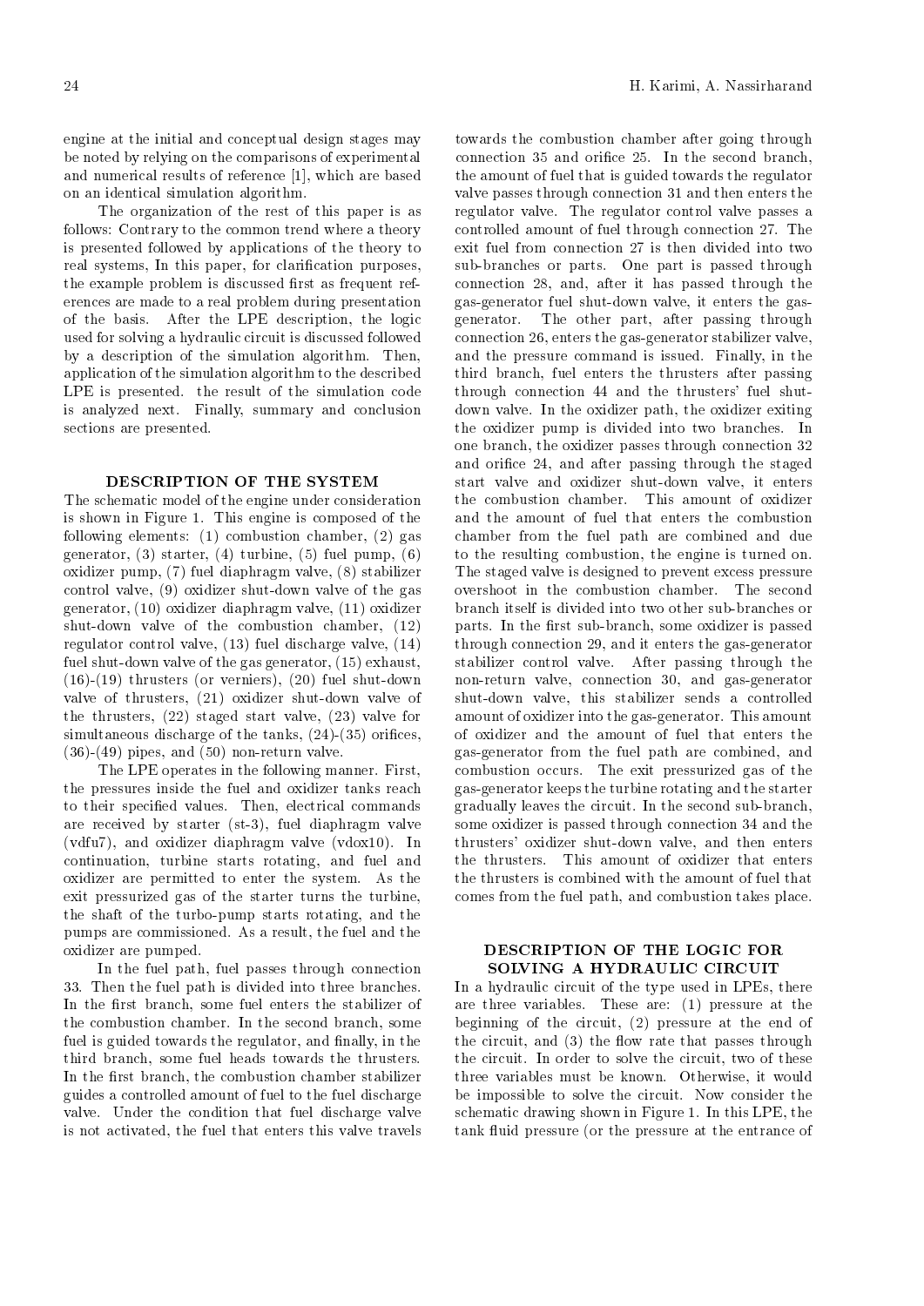engine at the initial and conceptual design stages may be noted by relying on the comparisons of experimental and numerical results of reference [1], which are based on an identical simulation algorithm.

The organization of the rest of this paper is as follows: Contrary to the common trend where a theory is presented followed by applications of the theory to real systems, In this paper, for clarification purposes, the example problem is discussed first as frequent references are made to a real problem during presentation of the basis. After the LPE description, the logic used for solving a hydraulic circuit is discussed followed by a description of the simulation algorithm. Then, application of the simulation algorithm to the described LPE is presented. the result of the simulation code is analyzed next. Finally, summary and conclusion sections are presented.

## DESCRIPTION OF THE SYSTEM

The schematic model of the engine under consideration is shown in Figure 1. This engine is composed of the following elements: (1) combustion chamber, (2) gas generator, (3) starter, (4) turbine, (5) fuel pump, (6) oxidizer pump, (7) fuel diaphragm valve, (8) stabilizer control valve, (9) oxidizer shut-down valve of the gas generator, (10) oxidizer diaphragm valve, (11) oxidizer shut-down valve of the combustion chamber, (12) regulator control valve, (13) fuel discharge valve, (14) fuel shut-down valve of the gas generator, (15) exhaust, (16)-(19) thrusters (or verniers), (20) fuel shut-down valve of thrusters, (21) oxidizer shut-down valve of the thrusters, (22) staged start valve, (23) valve for simultaneous discharge of the tanks, (24)-(35) orifices, (36)-(49) pipes, and (50) non-return valve.

The LPE operates in the following manner. First, the pressures inside the fuel and oxidizer tanks reach to their specified values. Then, electrical commands are received by starter (st-3), fuel diaphragm valve (vdfu7), and oxidizer diaphragm valve (vdox10). In continuation, turbine starts rotating, and fuel and oxidizer are permitted to enter the system. As the exit pressurized gas of the starter turns the turbine, the shaft of the turbo-pump starts rotating, and the pumps are commissioned. As a result, the fuel and the oxidizer are pumped.

In the fuel path, fuel passes through connection 33. Then the fuel path is divided into three branches. In the first branch, some fuel enters the stabilizer of the combustion chamber. In the second branch, some fuel is guided towards the regulator, and finally, in the third branch, some fuel heads towards the thrusters. In the first branch, the combustion chamber stabilizer guides a controlled amount of fuel to the fuel discharge valve. Under the condition that fuel discharge valve is not activated, the fuel that enters this valve travels towards the combustion chamber after going through connection 35 and orifice 25. In the second branch, the amount of fuel that is guided towards the regulator valve passes through connection 31 and then enters the regulator valve. The regulator control valve passes a controlled amount of fuel through connection 27. The exit fuel from connection 27 is then divided into two sub-branches or parts. One part is passed through connection 28, and, after it has passed through the gas-generator fuel shut-down valve, it enters the gas-generator. The other part, after passing through connection 26, enters the gas-generator stabilizer valve, and the pressure command is issued. Finally, in the third branch, fuel enters the thrusters after passing through connection 44 and the thrusters' fuel shut-down valve. In the oxidizer path, the oxidizer exiting the oxidizer pump is divided into two branches. In one branch, the oxidizer passes through connection 32 and orifice 24, and after passing through the staged start valve and oxidizer shut-down valve, it enters the combustion chamber. This amount of oxidizer and the amount of fuel that enters the combustion chamber from the fuel path are combined and due to the resulting combustion, the engine is turned on. The staged valve is designed to prevent excess pressure overshoot in the combustion chamber. The second branch itself is divided into two other sub-branches or parts. In the first sub-branch, some oxidizer is passed through connection 29, and it enters the gas-generator stabilizer control valve. After passing through the non-return valve, connection 30, and gas-generator shut-down valve, this stabilizer sends a controlled amount of oxidizer into the gas-generator. This amount of oxidizer and the amount of fuel that enters the gas-generator from the fuel path are combined, and combustion occurs. The exit pressurized gas of the gas-generator keeps the turbine rotating and the starter gradually leaves the circuit. In the second sub-branch, some oxidizer is passed through connection 34 and the thrusters' oxidizer shut-down valve, and then enters the thrusters. This amount of oxidizer that enters the thrusters is combined with the amount of fuel that comes from the fuel path, and combustion takes place.

## DESCRIPTION OF THE LOGIC FOR SOLVING A HYDRAULIC CIRCUIT

In a hydraulic circuit of the type used in LPEs, there are three variables. These are: (1) pressure at the beginning of the circuit, (2) pressure at the end of the circuit, and (3) the flow rate that passes through the circuit. In order to solve the circuit, two of these three variables must be known. Otherwise, it would be impossible to solve the circuit. Now consider the schematic drawing shown in Figure 1. In this LPE, the tank fluid pressure (or the pressure at the entrance of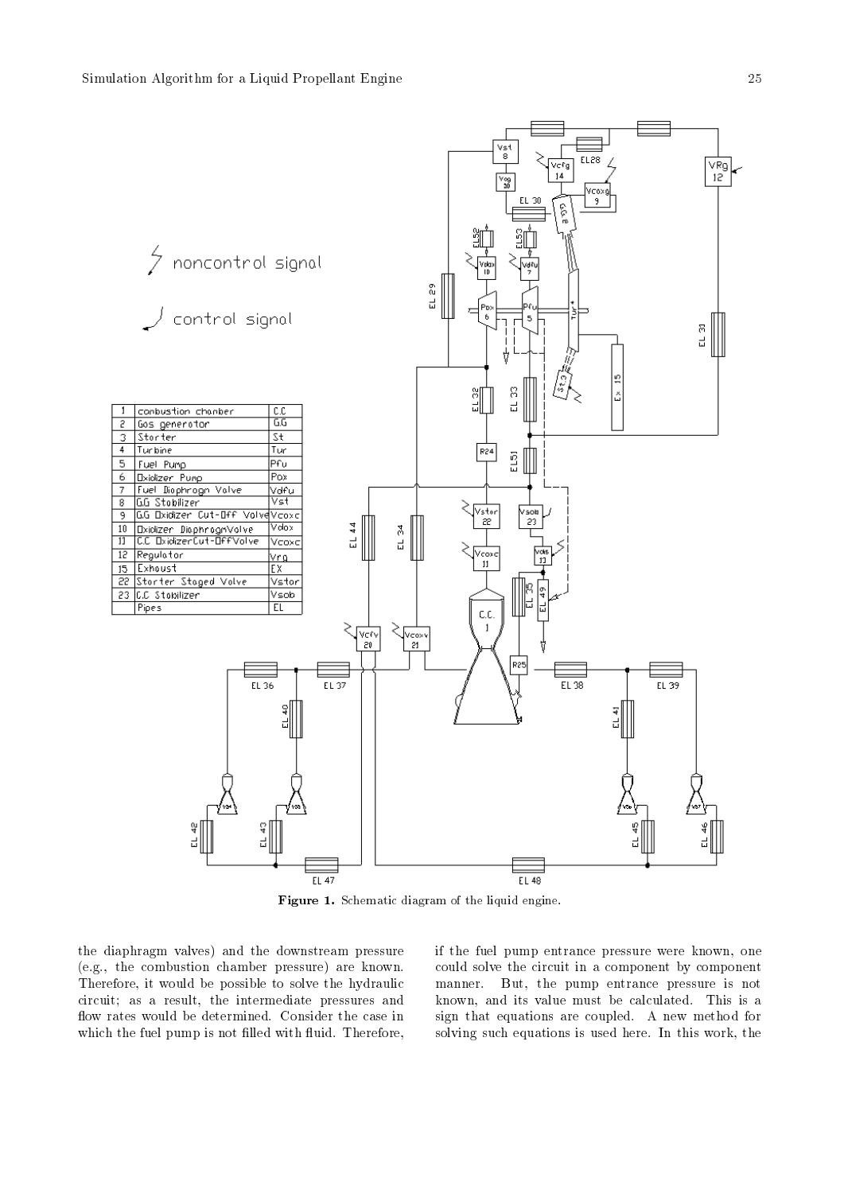| 1 | combustion chamber | C.C |
| --- | --- | --- |
| 2 | Gas generator | GG |
| 3 | Starter | St |
| 4 | Turbine | Tur |
| 5 | Fuel Pump | Pfu |
| 6 | Oxidizer Pump | Pox |
| 7 | Fuel Diaphragm Valve | Vdfu |
| 8 | G.G Stabilizer | Vst |
| 9 | G.G Oxidizer Cut-Off Valve | Vcoxc |
| 10 | Oxidizer Diaphragm Valve | Vdox |
| 11 | C.C Oxidizer Cut-Off Valve | Vcoxc |
| 12 | Regulator | Vrg |
| 15 | Exhaust | EX |
| 22 | Starter Staged Valve | Vstor |
| 23 | C.C Stabilizer | Vsob |
|  | Pipes | EL |

**Figure 1.** Schematic diagram of the liquid engine.

the diaphragm valves) and the downstream pressure (e.g., the combustion chamber pressure) are known. Therefore, it would be possible to solve the hydraulic circuit; as a result, the intermediate pressures and flow rates would be determined. Consider the case in which the fuel pump is not filled with fluid. Therefore, if the fuel pump entrance pressure were known, one could solve the circuit in a component by component manner. But, the pump entrance pressure is not known, and its value must be calculated. This is a sign that equations are coupled. A new method for solving such equations is used here. In this work, the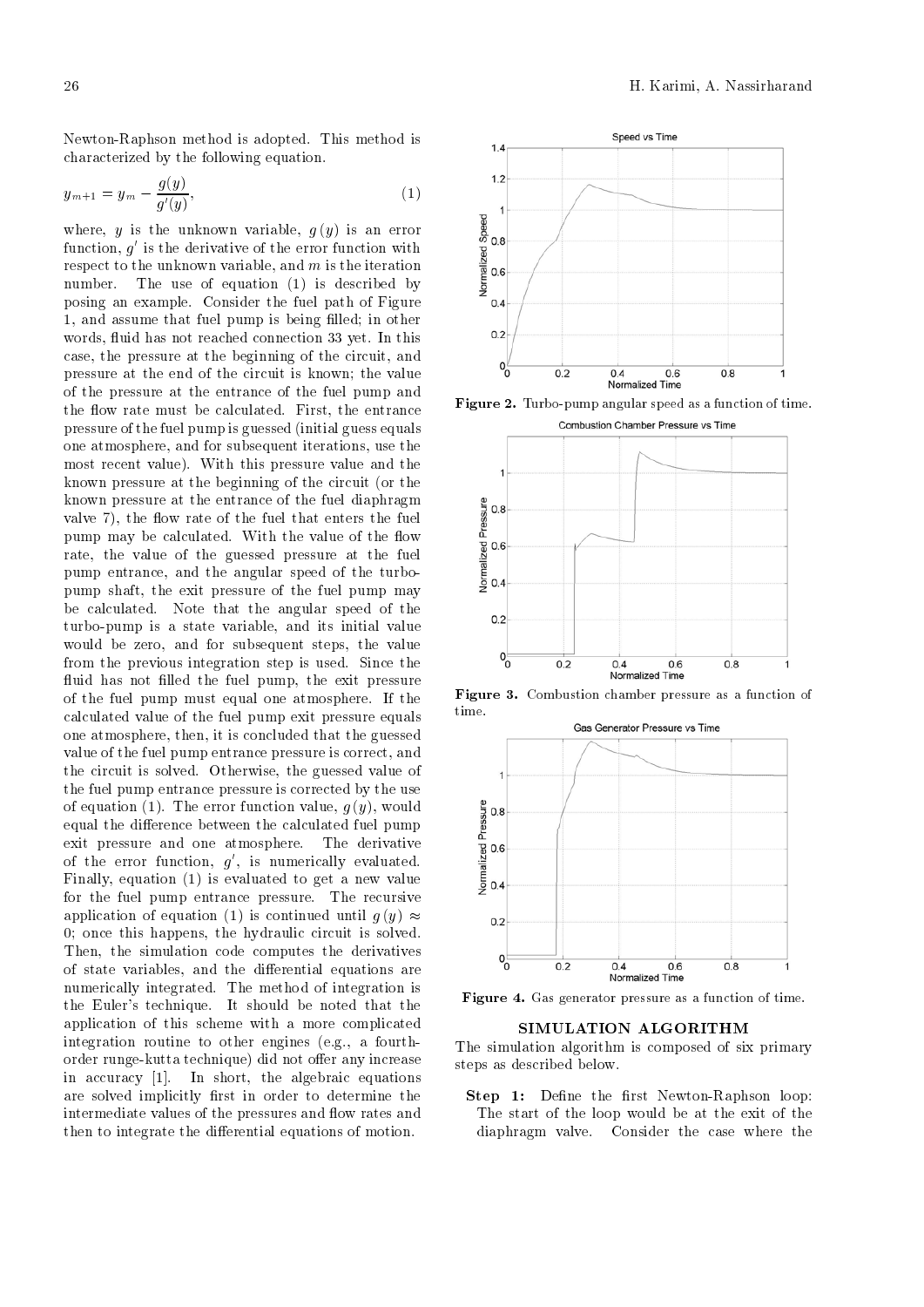Newton-Raphson method is adopted. This method is characterized by the following equation.

$$y_{m+1} = y_m - \frac{g(y)}{g'(y)}, \tag{1}$$

where, $y$ is the unknown variable, $g(y)$ is an error function, $g'$ is the derivative of the error function with respect to the unknown variable, and $m$ is the iteration number. The use of equation (1) is described by posing an example. Consider the fuel path of Figure 1, and assume that fuel pump is being filled; in other words, fluid has not reached connection 33 yet. In this case, the pressure at the beginning of the circuit, and pressure at the end of the circuit is known; the value of the pressure at the entrance of the fuel pump and the flow rate must be calculated. First, the entrance pressure of the fuel pump is guessed (initial guess equals one atmosphere, and for subsequent iterations, use the most recent value). With this pressure value and the known pressure at the beginning of the circuit (or the known pressure at the entrance of the fuel diaphragm valve 7), the flow rate of the fuel that enters the fuel pump may be calculated. With the value of the flow rate, the value of the guessed pressure at the fuel pump entrance, and the angular speed of the turbo-pump shaft, the exit pressure of the fuel pump may be calculated. Note that the angular speed of the turbo-pump is a state variable, and its initial value would be zero, and for subsequent steps, the value from the previous integration step is used. Since the fluid has not filled the fuel pump, the exit pressure of the fuel pump must equal one atmosphere. If the calculated value of the fuel pump exit pressure equals one atmosphere, then, it is concluded that the guessed value of the fuel pump entrance pressure is correct, and the circuit is solved. Otherwise, the guessed value of the fuel pump entrance pressure is corrected by the use of equation (1). The error function value, $g(y)$, would equal the difference between the calculated fuel pump exit pressure and one atmosphere. The derivative of the error function, $g'$, is numerically evaluated. Finally, equation (1) is evaluated to get a new value for the fuel pump entrance pressure. The recursive application of equation (1) is continued until $g(y) \approx 0$; once this happens, the hydraulic circuit is solved. Then, the simulation code computes the derivatives of state variables, and the differential equations are numerically integrated. The method of integration is the Euler's technique. It should be noted that the application of this scheme with a more complicated integration routine to other engines (e.g., a fourth-order runge-kutta technique) did not offer any increase in accuracy [1]. In short, the algebraic equations are solved implicitly first in order to determine the intermediate values of the pressures and flow rates and then to integrate the differential equations of motion.

**Figure 2.** Turbo-pump angular speed as a function of time.

**Figure 3.** Combustion chamber pressure as a function of time.

**Figure 4.** Gas generator pressure as a function of time.

## SIMULATION ALGORITHM

The simulation algorithm is composed of six primary steps as described below.

- **Step 1:** Define the first Newton-Raphson loop: The start of the loop would be at the exit of the diaphragm valve. Consider the case where the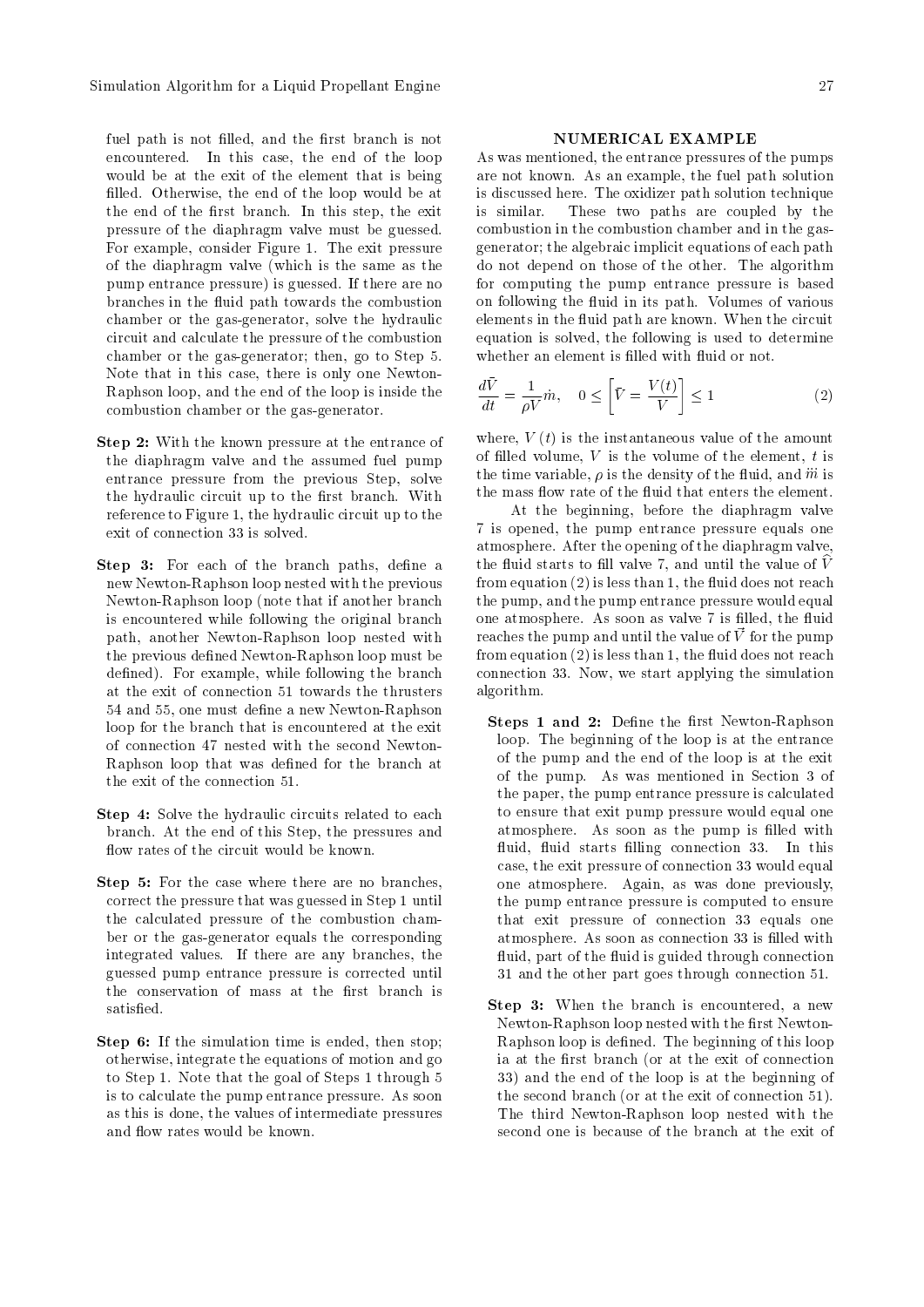fuel path is not filled, and the first branch is not encountered. In this case, the end of the loop would be at the exit of the element that is being filled. Otherwise, the end of the loop would be at the end of the first branch. In this step, the exit pressure of the diaphragm valve must be guessed. For example, consider Figure 1. The exit pressure of the diaphragm valve (which is the same as the pump entrance pressure) is guessed. If there are no branches in the fluid path towards the combustion chamber or the gas-generator, solve the hydraulic circuit and calculate the pressure of the combustion chamber or the gas-generator; then, go to Step 5. Note that in this case, there is only one Newton-Raphson loop, and the end of the loop is inside the combustion chamber or the gas-generator.

**Step 2:** With the known pressure at the entrance of the diaphragm valve and the assumed fuel pump entrance pressure from the previous Step, solve the hydraulic circuit up to the first branch. With reference to Figure 1, the hydraulic circuit up to the exit of connection 33 is solved.

**Step 3:** For each of the branch paths, define a new Newton-Raphson loop nested with the previous Newton-Raphson loop (note that if another branch is encountered while following the original branch path, another Newton-Raphson loop nested with the previous defined Newton-Raphson loop must be defined). For example, while following the branch at the exit of connection 51 towards the thrusters 54 and 55, one must define a new Newton-Raphson loop for the branch that is encountered at the exit of connection 47 nested with the second Newton-Raphson loop that was defined for the branch at the exit of the connection 51.

**Step 4:** Solve the hydraulic circuits related to each branch. At the end of this Step, the pressures and flow rates of the circuit would be known.

**Step 5:** For the case where there are no branches, correct the pressure that was guessed in Step 1 until the calculated pressure of the combustion chamber or the gas-generator equals the corresponding integrated values. If there are any branches, the guessed pump entrance pressure is corrected until the conservation of mass at the first branch is satisfied.

**Step 6:** If the simulation time is ended, then stop; otherwise, integrate the equations of motion and go to Step 1. Note that the goal of Steps 1 through 5 is to calculate the pump entrance pressure. As soon as this is done, the values of intermediate pressures and flow rates would be known.

## NUMERICAL EXAMPLE

As was mentioned, the entrance pressures of the pumps are not known. As an example, the fuel path solution is discussed here. The oxidizer path solution technique is similar. These two paths are coupled by the combustion in the combustion chamber and in the gas-generator; the algebraic implicit equations of each path do not depend on those of the other. The algorithm for computing the pump entrance pressure is based on following the fluid in its path. Volumes of various elements in the fluid path are known. When the circuit equation is solved, the following is used to determine whether an element is filled with fluid or not.

$$\frac{d\bar{V}}{dt} = \frac{1}{\rho V}\dot{m}, \quad 0 \leq \left[\bar{V} = \frac{V(t)}{V}\right] \leq 1 \tag{2}$$

where, $V(t)$ is the instantaneous value of the amount of filled volume, $V$ is the volume of the element, $t$ is the time variable, $\rho$ is the density of the fluid, and $\dot{m}$ is the mass flow rate of the fluid that enters the element.

At the beginning, before the diaphragm valve 7 is opened, the pump entrance pressure equals one atmosphere. After the opening of the diaphragm valve, the fluid starts to fill valve 7, and until the value of $\widehat{V}$ from equation (2) is less than 1, the fluid does not reach the pump, and the pump entrance pressure would equal one atmosphere. As soon as valve 7 is filled, the fluid reaches the pump and until the value of $\vec{V}$ for the pump from equation (2) is less than 1, the fluid does not reach connection 33. Now, we start applying the simulation algorithm.

**Steps 1 and 2:** Define the first Newton-Raphson loop. The beginning of the loop is at the entrance of the pump and the end of the loop is at the exit of the pump. As was mentioned in Section 3 of the paper, the pump entrance pressure is calculated to ensure that exit pump pressure would equal one atmosphere. As soon as the pump is filled with fluid, fluid starts filling connection 33. In this case, the exit pressure of connection 33 would equal one atmosphere. Again, as was done previously, the pump entrance pressure is computed to ensure that exit pressure of connection 33 equals one atmosphere. As soon as connection 33 is filled with fluid, part of the fluid is guided through connection 31 and the other part goes through connection 51.

**Step 3:** When the branch is encountered, a new Newton-Raphson loop nested with the first Newton-Raphson loop is defined. The beginning of this loop ia at the first branch (or at the exit of connection 33) and the end of the loop is at the beginning of the second branch (or at the exit of connection 51). The third Newton-Raphson loop nested with the second one is because of the branch at the exit of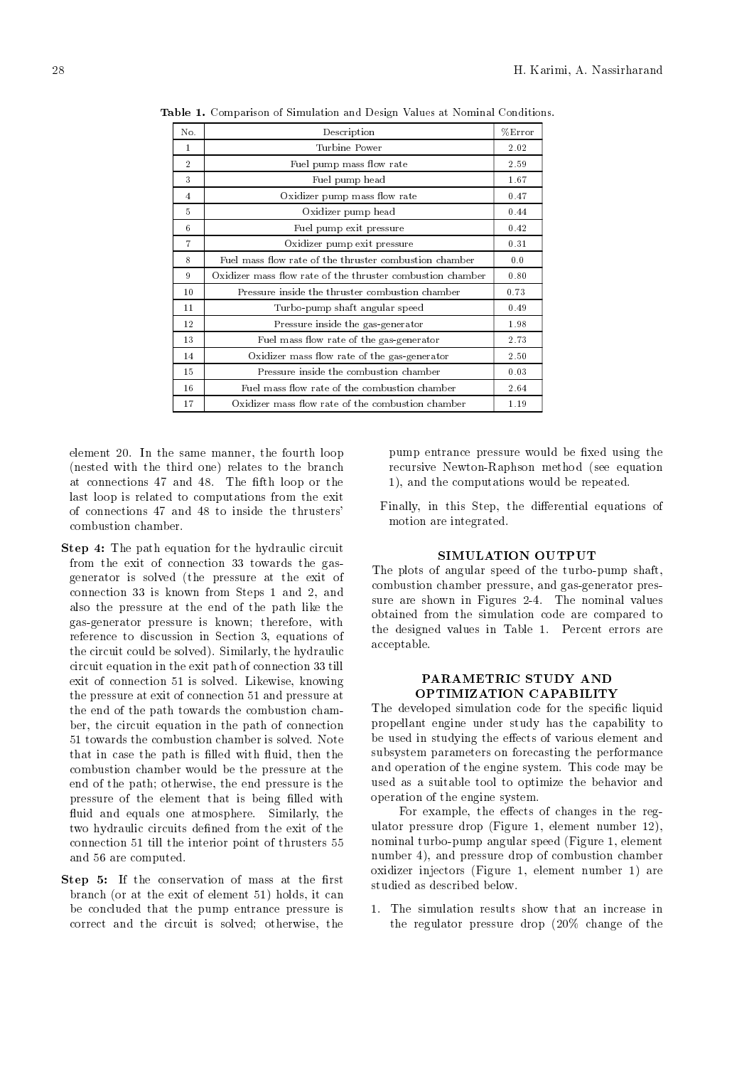Table 1. Comparison of Simulation and Design Values at Nominal Conditions.

| No. | Description | %Error |
|---|---|---|
| 1 | Turbine Power | 2.02 |
| 2 | Fuel pump mass flow rate | 2.59 |
| 3 | Fuel pump head | 1.67 |
| 4 | Oxidizer pump mass flow rate | 0.47 |
| 5 | Oxidizer pump head | 0.44 |
| 6 | Fuel pump exit pressure | 0.42 |
| 7 | Oxidizer pump exit pressure | 0.31 |
| 8 | Fuel mass flow rate of the thruster combustion chamber | 0.0 |
| 9 | Oxidizer mass flow rate of the thruster combustion chamber | 0.80 |
| 10 | Pressure inside the thruster combustion chamber | 0.73 |
| 11 | Turbo-pump shaft angular speed | 0.49 |
| 12 | Pressure inside the gas-generator | 1.98 |
| 13 | Fuel mass flow rate of the gas-generator | 2.73 |
| 14 | Oxidizer mass flow rate of the gas-generator | 2.50 |
| 15 | Pressure inside the combustion chamber | 0.03 |
| 16 | Fuel mass flow rate of the combustion chamber | 2.64 |
| 17 | Oxidizer mass flow rate of the combustion chamber | 1.19 |

element 20. In the same manner, the fourth loop (nested with the third one) relates to the branch at connections 47 and 48. The fifth loop or the last loop is related to computations from the exit of connections 47 and 48 to inside the thrusters' combustion chamber.

**Step 4:** The path equation for the hydraulic circuit from the exit of connection 33 towards the gas-generator is solved (the pressure at the exit of connection 33 is known from Steps 1 and 2, and also the pressure at the end of the path like the gas-generator pressure is known; therefore, with reference to discussion in Section 3, equations of the circuit could be solved). Similarly, the hydraulic circuit equation in the exit path of connection 33 till exit of connection 51 is solved. Likewise, knowing the pressure at exit of connection 51 and pressure at the end of the path towards the combustion chamber, the circuit equation in the path of connection 51 towards the combustion chamber is solved. Note that in case the path is filled with fluid, then the combustion chamber would be the pressure at the end of the path; otherwise, the end pressure is the pressure of the element that is being filled with fluid and equals one atmosphere. Similarly, the two hydraulic circuits defined from the exit of the connection 51 till the interior point of thrusters 55 and 56 are computed.

**Step 5:** If the conservation of mass at the first branch (or at the exit of element 51) holds, it can be concluded that the pump entrance pressure is correct and the circuit is solved; otherwise, the pump entrance pressure would be fixed using the recursive Newton-Raphson method (see equation 1), and the computations would be repeated.

Finally, in this Step, the differential equations of motion are integrated.

## SIMULATION OUTPUT

The plots of angular speed of the turbo-pump shaft, combustion chamber pressure, and gas-generator pressure are shown in Figures 2-4. The nominal values obtained from the simulation code are compared to the designed values in Table 1. Percent errors are acceptable.

## PARAMETRIC STUDY AND OPTIMIZATION CAPABILITY

The developed simulation code for the specific liquid propellant engine under study has the capability to be used in studying the effects of various element and subsystem parameters on forecasting the performance and operation of the engine system. This code may be used as a suitable tool to optimize the behavior and operation of the engine system.

For example, the effects of changes in the regulator pressure drop (Figure 1, element number 12), nominal turbo-pump angular speed (Figure 1, element number 4), and pressure drop of combustion chamber oxidizer injectors (Figure 1, element number 1) are studied as described below.

1. The simulation results show that an increase in the regulator pressure drop (20% change of the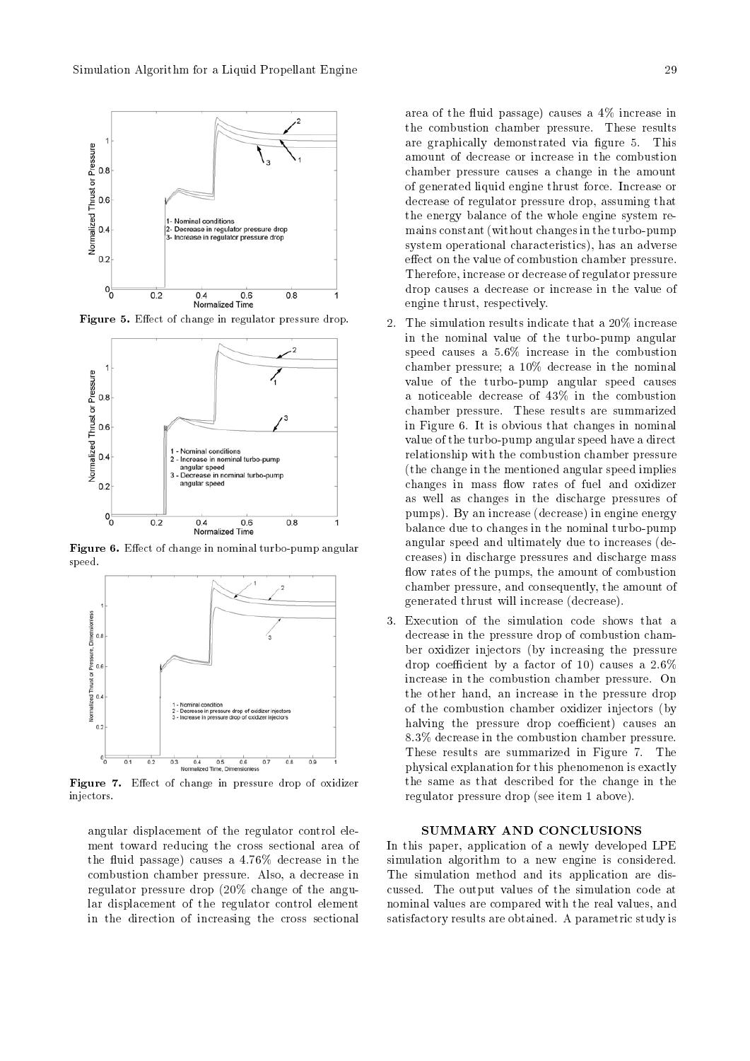Figure 5. Effect of change in regulator pressure drop.

Figure 6. Effect of change in nominal turbo-pump angular speed.

Figure 7. Effect of change in pressure drop of oxidizer injectors.

angular displacement of the regulator control element toward reducing the cross sectional area of the fluid passage) causes a 4.76% decrease in the combustion chamber pressure. Also, a decrease in regulator pressure drop (20% change of the angular displacement of the regulator control element in the direction of increasing the cross sectional area of the fluid passage) causes a 4% increase in the combustion chamber pressure. These results are graphically demonstrated via figure 5. This amount of decrease or increase in the combustion chamber pressure causes a change in the amount of generated liquid engine thrust force. Increase or decrease of regulator pressure drop, assuming that the energy balance of the whole engine system remains constant (without changes in the turbo-pump system operational characteristics), has an adverse effect on the value of combustion chamber pressure. Therefore, increase or decrease of regulator pressure drop causes a decrease or increase in the value of engine thrust, respectively.

2. The simulation results indicate that a 20% increase in the nominal value of the turbo-pump angular speed causes a 5.6% increase in the combustion chamber pressure; a 10% decrease in the nominal value of the turbo-pump angular speed causes a noticeable decrease of 43% in the combustion chamber pressure. These results are summarized in Figure 6. It is obvious that changes in nominal value of the turbo-pump angular speed have a direct relationship with the combustion chamber pressure (the change in the mentioned angular speed implies changes in mass flow rates of fuel and oxidizer as well as changes in the discharge pressures of pumps). By an increase (decrease) in engine energy balance due to changes in the nominal turbo-pump angular speed and ultimately due to increases (decreases) in discharge pressures and discharge mass flow rates of the pumps, the amount of combustion chamber pressure, and consequently, the amount of generated thrust will increase (decrease).

3. Execution of the simulation code shows that a decrease in the pressure drop of combustion chamber oxidizer injectors (by increasing the pressure drop coefficient by a factor of 10) causes a 2.6% increase in the combustion chamber pressure. On the other hand, an increase in the pressure drop of the combustion chamber oxidizer injectors (by halving the pressure drop coefficient) causes an 8.3% decrease in the combustion chamber pressure. These results are summarized in Figure 7. The physical explanation for this phenomenon is exactly the same as that described for the change in the regulator pressure drop (see item 1 above).

## SUMMARY AND CONCLUSIONS

In this paper, application of a newly developed LPE simulation algorithm to a new engine is considered. The simulation method and its application are discussed. The output values of the simulation code at nominal values are compared with the real values, and satisfactory results are obtained. A parametric study is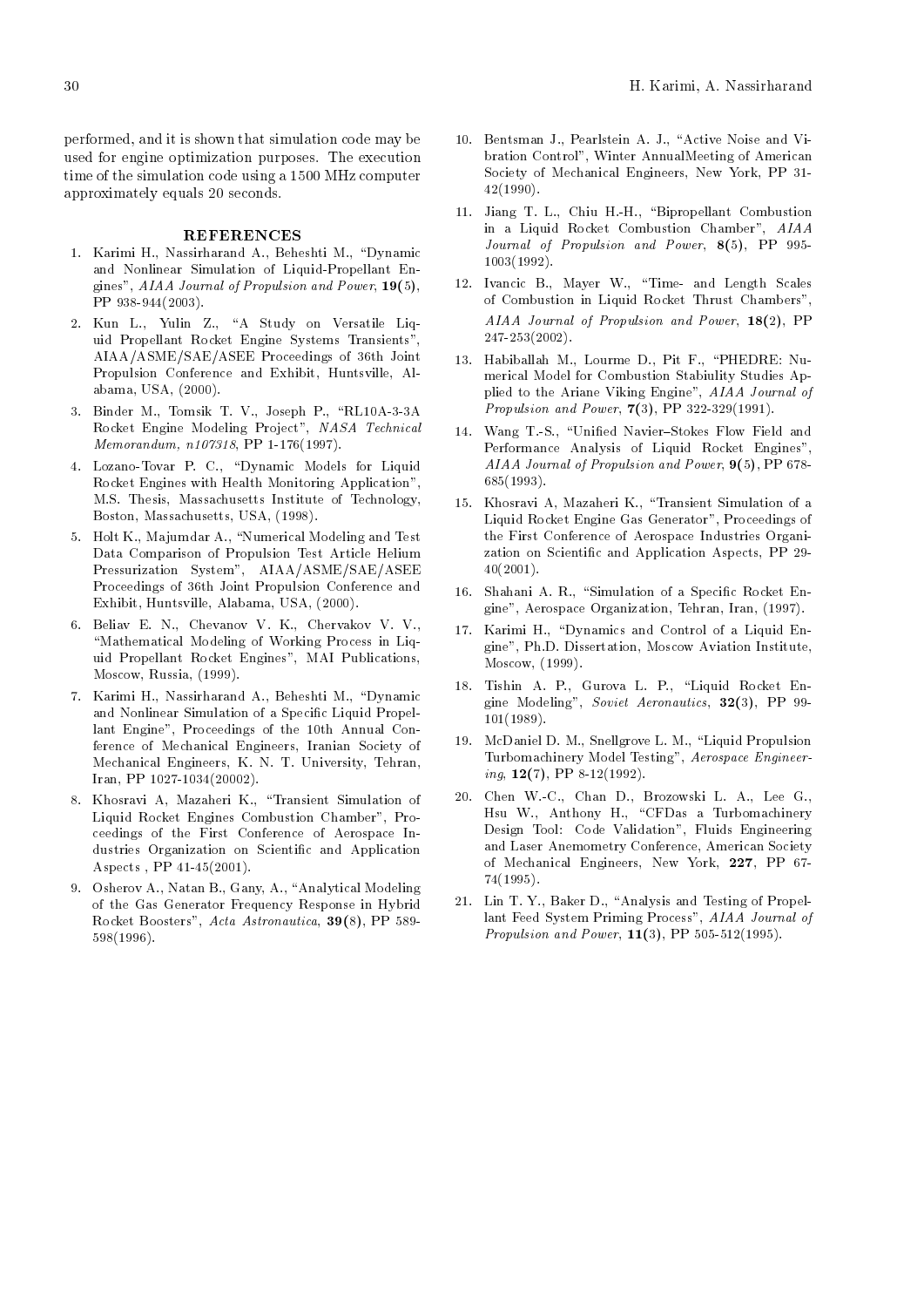performed, and it is shown that simulation code may be used for engine optimization purposes. The execution time of the simulation code using a 1500 MHz computer approximately equals 20 seconds.

## REFERENCES

1. Karimi H., Nassirharand A., Beheshti M., "Dynamic and Nonlinear Simulation of Liquid-Propellant Engines", *AIAA Journal of Propulsion and Power*, **19(5)**, PP 938-944(2003).
2. Kun L., Yulin Z., "A Study on Versatile Liquid Propellant Rocket Engine Systems Transients", AIAA/ASME/SAE/ASEE Proceedings of 36th Joint Propulsion Conference and Exhibit, Huntsville, Alabama, USA, (2000).
3. Binder M., Tomsik T. V., Joseph P., "RL10A-3-3A Rocket Engine Modeling Project", *NASA Technical Memorandum, n107318*, PP 1-176(1997).
4. Lozano-Tovar P. C., "Dynamic Models for Liquid Rocket Engines with Health Monitoring Application", M.S. Thesis, Massachusetts Institute of Technology, Boston, Massachusetts, USA, (1998).
5. Holt K., Majumdar A., "Numerical Modeling and Test Data Comparison of Propulsion Test Article Helium Pressurization System", AIAA/ASME/SAE/ASEE Proceedings of 36th Joint Propulsion Conference and Exhibit, Huntsville, Alabama, USA, (2000).
6. Beliav E. N., Chevanov V. K., Chervakov V. V., "Mathematical Modeling of Working Process in Liquid Propellant Rocket Engines", MAI Publications, Moscow, Russia, (1999).
7. Karimi H., Nassirharand A., Beheshti M., "Dynamic and Nonlinear Simulation of a Specific Liquid Propellant Engine", Proceedings of the 10th Annual Conference of Mechanical Engineers, Iranian Society of Mechanical Engineers, K. N. T. University, Tehran, Iran, PP 1027-1034(20002).
8. Khosravi A, Mazaheri K., "Transient Simulation of Liquid Rocket Engines Combustion Chamber", Proceedings of the First Conference of Aerospace Industries Organization on Scientific and Application Aspects , PP 41-45(2001).
9. Osherov A., Natan B., Gany, A., "Analytical Modeling of the Gas Generator Frequency Response in Hybrid Rocket Boosters", *Acta Astronautica*, **39(8)**, PP 589-598(1996).
10. Bentsman J., Pearlstein A. J., "Active Noise and Vibration Control", Winter AnnualMeeting of American Society of Mechanical Engineers, New York, PP 31-42(1990).
11. Jiang T. L., Chiu H.-H., "Bipropellant Combustion in a Liquid Rocket Combustion Chamber", *AIAA Journal of Propulsion and Power*, **8(5)**, PP 995-1003(1992).
12. Ivancic B., Mayer W., "Time- and Length Scales of Combustion in Liquid Rocket Thrust Chambers", *AIAA Journal of Propulsion and Power*, **18(2)**, PP 247-253(2002).
13. Habiballah M., Lourme D., Pit F., "PHEDRE: Numerical Model for Combustion Stability Studies Applied to the Ariane Viking Engine", *AIAA Journal of Propulsion and Power*, **7**(3), PP 322-329(1991).
14. Wang T.-S., "Unified Navier–Stokes Flow Field and Performance Analysis of Liquid Rocket Engines", *AIAA Journal of Propulsion and Power*, **9(5)**, PP 678-685(1993).
15. Khosravi A, Mazaheri K., "Transient Simulation of a Liquid Rocket Engine Gas Generator", Proceedings of the First Conference of Aerospace Industries Organization on Scientific and Application Aspects, PP 29-40(2001).
16. Shahani A. R., "Simulation of a Specific Rocket Engine", Aerospace Organization, Tehran, Iran, (1997).
17. Karimi H., "Dynamics and Control of a Liquid Engine", Ph.D. Dissertation, Moscow Aviation Institute, Moscow, (1999).
18. Tishin A. P., Gurova L. P., "Liquid Rocket Engine Modeling", *Soviet Aeronautics*, **32**(3), PP 99-101(1989).
19. McDaniel D. M., Snellgrove L. M., "Liquid Propulsion Turbomachinery Model Testing", *Aerospace Engineering*, **12(7)**, PP 8-12(1992).
20. Chen W.-C., Chan D., Brozowski L. A., Lee G., Hsu W., Anthony H., "CFDas a Turbomachinery Design Tool: Code Validation", Fluids Engineering and Laser Anemometry Conference, American Society of Mechanical Engineers, New York, **227**, PP 67-74(1995).
21. Lin T. Y., Baker D., "Analysis and Testing of Propellant Feed System Priming Process", *AIAA Journal of Propulsion and Power*, **11**(3), PP 505-512(1995).